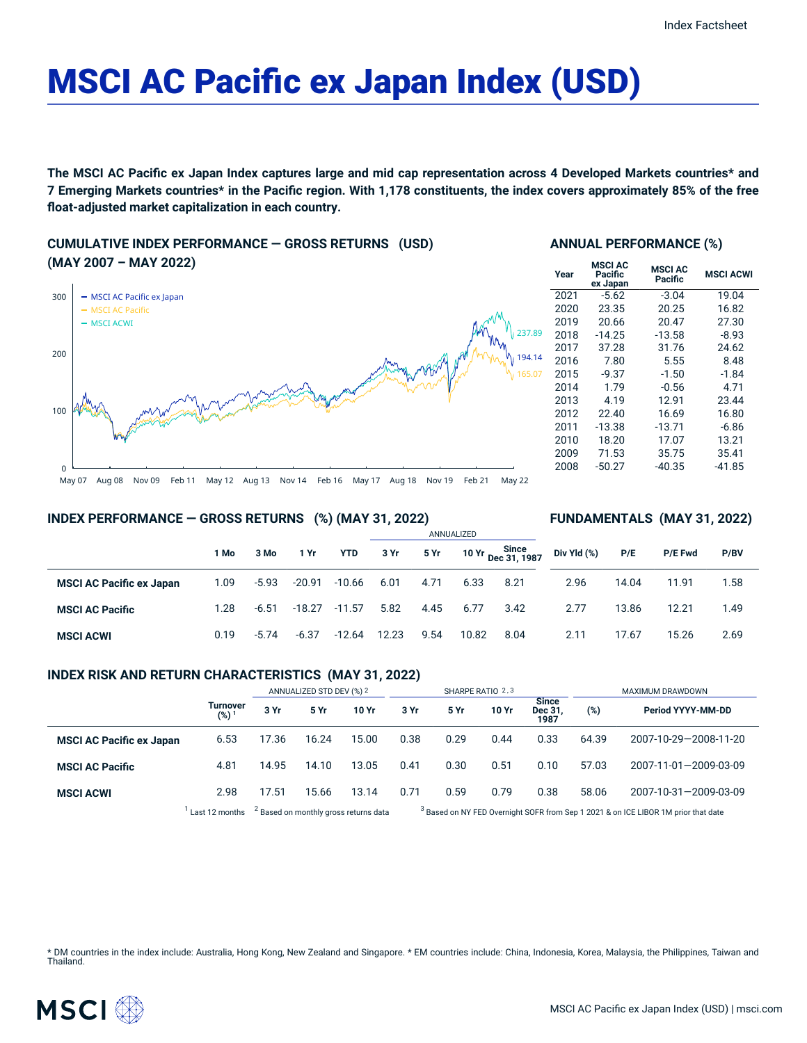Index Factsheet

# MSCI AC Pacific ex Japan Index (USD)

**The MSCI AC Pacific ex Japan Index captures large and mid cap representation across 4 Developed Markets countries* and 7 Emerging Markets countries* in the Pacific region. With 1,178 constituents, the index covers approximately 85% of the free float-adjusted market capitalization in each country.**

## CUMULATIVE INDEX PERFORMANCE — GROSS RETURNS (USD) (MAY 2007 – MAY 2022)

- MSCI AC Pacific ex Japan: 194.14
- MSCI AC Pacific: 165.07
- MSCI ACWI: 237.89

## ANNUAL PERFORMANCE (%)

| Year | MSCI AC Pacific ex Japan | MSCI AC Pacific | MSCI ACWI |
|---|---|---|---|
| 2021 | -5.62 | -3.04 | 19.04 |
| 2020 | 23.35 | 20.25 | 16.82 |
| 2019 | 20.66 | 20.47 | 27.30 |
| 2018 | -14.25 | -13.58 | -8.93 |
| 2017 | 37.28 | 31.76 | 24.62 |
| 2016 | 7.80 | 5.55 | 8.48 |
| 2015 | -9.37 | -1.50 | -1.84 |
| 2014 | 1.79 | -0.56 | 4.71 |
| 2013 | 4.19 | 12.91 | 23.44 |
| 2012 | 22.40 | 16.69 | 16.80 |
| 2011 | -13.38 | -13.71 | -6.86 |
| 2010 | 18.20 | 17.07 | 13.21 |
| 2009 | 71.53 | 35.75 | 35.41 |
| 2008 | -50.27 | -40.35 | -41.85 |

## INDEX PERFORMANCE — GROSS RETURNS (%) (MAY 31, 2022)

| | | | | | ANNUALIZED | | | |
|---|---|---|---|---|---|---|---|---|
| | 1 Mo | 3 Mo | 1 Yr | YTD | 3 Yr | 5 Yr | 10 Yr | Since Dec 31, 1987 |
| **MSCI AC Pacific ex Japan** | 1.09 | -5.93 | -20.91 | -10.66 | 6.01 | 4.71 | 6.33 | 8.21 |
| **MSCI AC Pacific** | 1.28 | -6.51 | -18.27 | -11.57 | 5.82 | 4.45 | 6.77 | 3.42 |
| **MSCI ACWI** | 0.19 | -5.74 | -6.37 | -12.64 | 12.23 | 9.54 | 10.82 | 8.04 |

## FUNDAMENTALS (MAY 31, 2022)

| | Div Yld (%) | P/E | P/E Fwd | P/BV |
|---|---|---|---|---|
| **MSCI AC Pacific ex Japan** | 2.96 | 14.04 | 11.91 | 1.58 |
| **MSCI AC Pacific** | 2.77 | 13.86 | 12.21 | 1.49 |
| **MSCI ACWI** | 2.11 | 17.67 | 15.26 | 2.69 |

## INDEX RISK AND RETURN CHARACTERISTICS (MAY 31, 2022)

| | | ANNUALIZED STD DEV (%) [2] | | | SHARPE RATIO [2, 3] | | | | MAXIMUM DRAWDOWN | |
|---|---|---|---|---|---|---|---|---|---|---|
| | Turnover (%) [1] | 3 Yr | 5 Yr | 10 Yr | 3 Yr | 5 Yr | 10 Yr | Since Dec 31, 1987 | (%) | Period YYYY-MM-DD |
| **MSCI AC Pacific ex Japan** | 6.53 | 17.36 | 16.24 | 15.00 | 0.38 | 0.29 | 0.44 | 0.33 | 64.39 | 2007-10-29—2008-11-20 |
| **MSCI AC Pacific** | 4.81 | 14.95 | 14.10 | 13.05 | 0.41 | 0.30 | 0.51 | 0.10 | 57.03 | 2007-11-01—2009-03-09 |
| **MSCI ACWI** | 2.98 | 17.51 | 15.66 | 13.14 | 0.71 | 0.59 | 0.79 | 0.38 | 58.06 | 2007-10-31—2009-03-09 |

[1] Last 12 months [2] Based on monthly gross returns data [3] Based on NY FED Overnight SOFR from Sep 1 2021 & on ICE LIBOR 1M prior that date

* DM countries in the index include: Australia, Hong Kong, New Zealand and Singapore. * EM countries include: China, Indonesia, Korea, Malaysia, the Philippines, Taiwan and Thailand.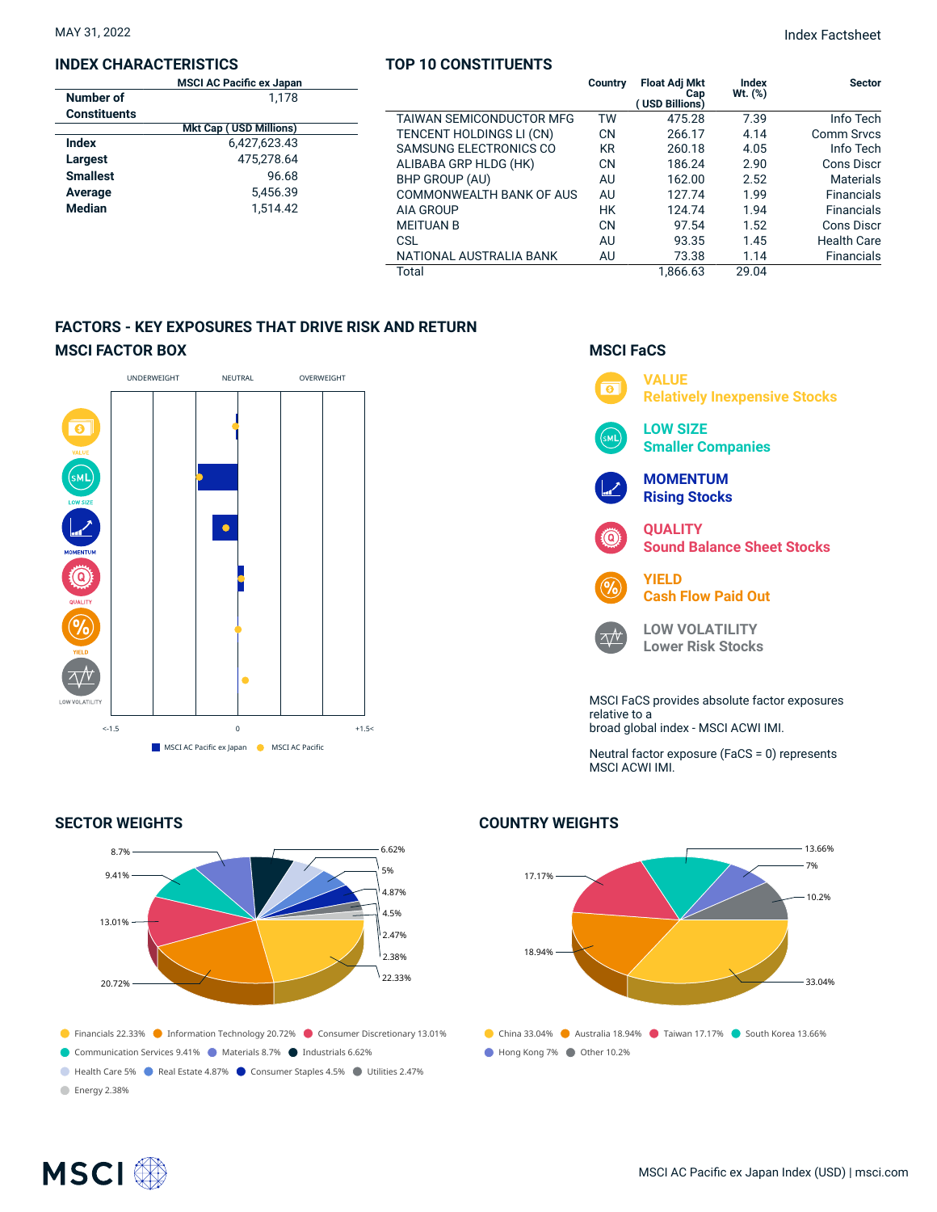MAY 31, 2022

Index Factsheet

## INDEX CHARACTERISTICS

| | MSCI AC Pacific ex Japan |
|---|---|
| Number of Constituents | 1,178 |
| | **Mkt Cap ( USD Millions)** |
| **Index** | 6,427,623.43 |
| **Largest** | 475,278.64 |
| **Smallest** | 96.68 |
| **Average** | 5,456.39 |
| **Median** | 1,514.42 |

## TOP 10 CONSTITUENTS

| | Country | Float Adj Mkt Cap ( USD Billions) | Index Wt. (%) | Sector |
|---|---|---|---|---|
| TAIWAN SEMICONDUCTOR MFG | TW | 475.28 | 7.39 | Info Tech |
| TENCENT HOLDINGS LI (CN) | CN | 266.17 | 4.14 | Comm Srvcs |
| SAMSUNG ELECTRONICS CO | KR | 260.18 | 4.05 | Info Tech |
| ALIBABA GRP HLDG (HK) | CN | 186.24 | 2.90 | Cons Discr |
| BHP GROUP (AU) | AU | 162.00 | 2.52 | Materials |
| COMMONWEALTH BANK OF AUS | AU | 127.74 | 1.99 | Financials |
| AIA GROUP | HK | 124.74 | 1.94 | Financials |
| MEITUAN B | CN | 97.54 | 1.52 | Cons Discr |
| CSL | AU | 93.35 | 1.45 | Health Care |
| NATIONAL AUSTRALIA BANK | AU | 73.38 | 1.14 | Financials |
| Total | | 1,866.63 | 29.04 | |

## FACTORS - KEY EXPOSURES THAT DRIVE RISK AND RETURN

### MSCI FACTOR BOX

UNDERWEIGHT — NEUTRAL — OVERWEIGHT

VALUE, LOW SIZE, MOMENTUM, QUALITY, YIELD, LOW VOLATILITY

<-1.5 — 0 — +1.5<

MSCI AC Pacific ex Japan — MSCI AC Pacific

### MSCI FaCS

**VALUE**
Relatively Inexpensive Stocks

**LOW SIZE**
Smaller Companies

**MOMENTUM**
Rising Stocks

**QUALITY**
Sound Balance Sheet Stocks

**YIELD**
Cash Flow Paid Out

**LOW VOLATILITY**
Lower Risk Stocks

MSCI FaCS provides absolute factor exposures relative to a
broad global index - MSCI ACWI IMI.

Neutral factor exposure (FaCS = 0) represents MSCI ACWI IMI.

## SECTOR WEIGHTS

- Financials 22.33%
- Information Technology 20.72%
- Consumer Discretionary 13.01%
- Communication Services 9.41%
- Materials 8.7%
- Industrials 6.62%
- Health Care 5%
- Real Estate 4.87%
- Consumer Staples 4.5%
- Utilities 2.47%
- Energy 2.38%

## COUNTRY WEIGHTS

- China 33.04%
- Australia 18.94%
- Taiwan 17.17%
- South Korea 13.66%
- Hong Kong 7%
- Other 10.2%

MSCI AC Pacific ex Japan Index (USD) | msci.com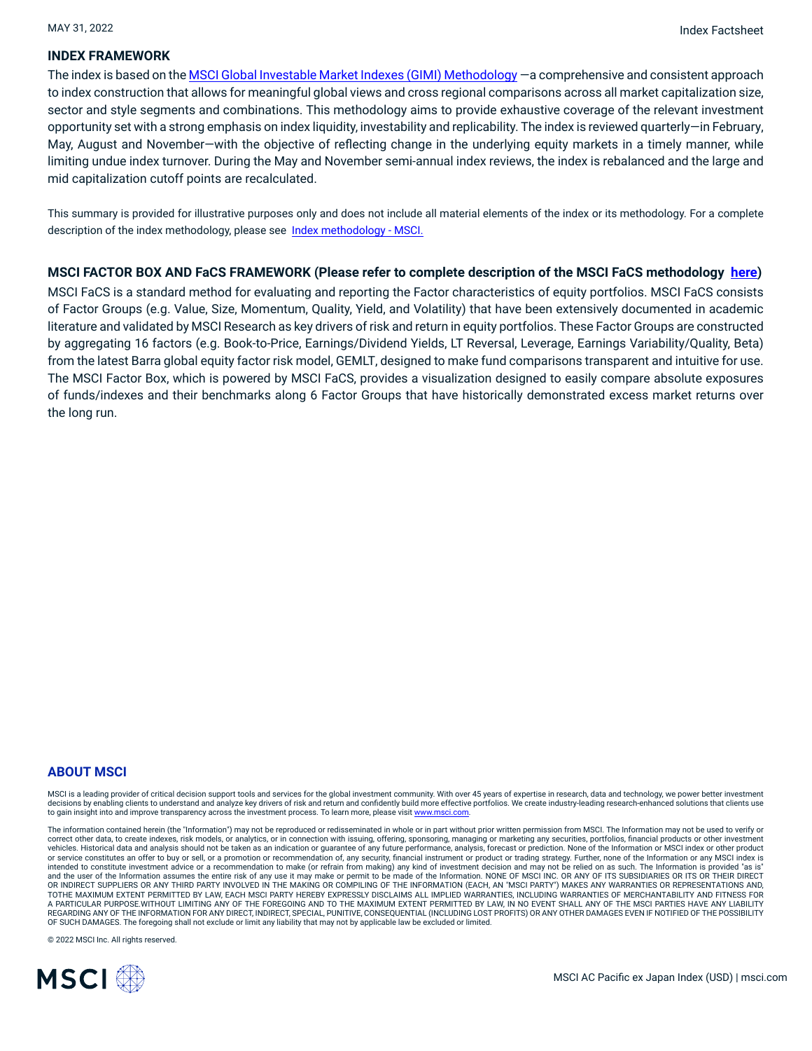## INDEX FRAMEWORK

The index is based on the [MSCI Global Investable Market Indexes (GIMI) Methodology](#) —a comprehensive and consistent approach to index construction that allows for meaningful global views and cross regional comparisons across all market capitalization size, sector and style segments and combinations. This methodology aims to provide exhaustive coverage of the relevant investment opportunity set with a strong emphasis on index liquidity, investability and replicability. The index is reviewed quarterly—in February, May, August and November—with the objective of reflecting change in the underlying equity markets in a timely manner, while limiting undue index turnover. During the May and November semi-annual index reviews, the index is rebalanced and the large and mid capitalization cutoff points are recalculated.

This summary is provided for illustrative purposes only and does not include all material elements of the index or its methodology. For a complete description of the index methodology, please see [Index methodology - MSCI.](#)

## MSCI FACTOR BOX AND FaCS FRAMEWORK (Please refer to complete description of the MSCI FaCS methodology [here](#))

MSCI FaCS is a standard method for evaluating and reporting the Factor characteristics of equity portfolios. MSCI FaCS consists of Factor Groups (e.g. Value, Size, Momentum, Quality, Yield, and Volatility) that have been extensively documented in academic literature and validated by MSCI Research as key drivers of risk and return in equity portfolios. These Factor Groups are constructed by aggregating 16 factors (e.g. Book-to-Price, Earnings/Dividend Yields, LT Reversal, Leverage, Earnings Variability/Quality, Beta) from the latest Barra global equity factor risk model, GEMLT, designed to make fund comparisons transparent and intuitive for use. The MSCI Factor Box, which is powered by MSCI FaCS, provides a visualization designed to easily compare absolute exposures of funds/indexes and their benchmarks along 6 Factor Groups that have historically demonstrated excess market returns over the long run.

## ABOUT MSCI

MSCI is a leading provider of critical decision support tools and services for the global investment community. With over 45 years of expertise in research, data and technology, we power better investment decisions by enabling clients to understand and analyze key drivers of risk and return and confidently build more effective portfolios. We create industry-leading research-enhanced solutions that clients use to gain insight into and improve transparency across the investment process. To learn more, please visit [www.msci.com](http://www.msci.com).

The information contained herein (the "Information") may not be reproduced or redisseminated in whole or in part without prior written permission from MSCI. The Information may not be used to verify or correct other data, to create indexes, risk models, or analytics, or in connection with issuing, offering, sponsoring, managing or marketing any securities, portfolios, financial products or other investment vehicles. Historical data and analysis should not be taken as an indication or guarantee of any future performance, analysis, forecast or prediction. None of the Information or MSCI index or other product or service constitutes an offer to buy or sell, or a promotion or recommendation of, any security, financial instrument or product or trading strategy. Further, none of the Information or any MSCI index is intended to constitute investment advice or a recommendation to make (or refrain from making) any kind of investment decision and may not be relied on as such. The Information is provided "as is" and the user of the Information assumes the entire risk of any use it may make or permit to be made of the Information. NONE OF MSCI INC. OR ANY OF ITS SUBSIDIARIES OR ITS OR THEIR DIRECT OR INDIRECT SUPPLIERS OR ANY THIRD PARTY INVOLVED IN THE MAKING OR COMPILING OF THE INFORMATION (EACH, AN "MSCI PARTY") MAKES ANY WARRANTIES OR REPRESENTATIONS AND, TOTHE MAXIMUM EXTENT PERMITTED BY LAW, EACH MSCI PARTY HEREBY EXPRESSLY DISCLAIMS ALL IMPLIED WARRANTIES, INCLUDING WARRANTIES OF MERCHANTABILITY AND FITNESS FOR A PARTICULAR PURPOSE.WITHOUT LIMITING ANY OF THE FOREGOING AND TO THE MAXIMUM EXTENT PERMITTED BY LAW, IN NO EVENT SHALL ANY OF THE MSCI PARTIES HAVE ANY LIABILITY REGARDING ANY OF THE INFORMATION FOR ANY DIRECT, INDIRECT, SPECIAL, PUNITIVE, CONSEQUENTIAL (INCLUDING LOST PROFITS) OR ANY OTHER DAMAGES EVEN IF NOTIFIED OF THE POSSIBILITY OF SUCH DAMAGES. The foregoing shall not exclude or limit any liability that may not by applicable law be excluded or limited.

© 2022 MSCI Inc. All rights reserved.